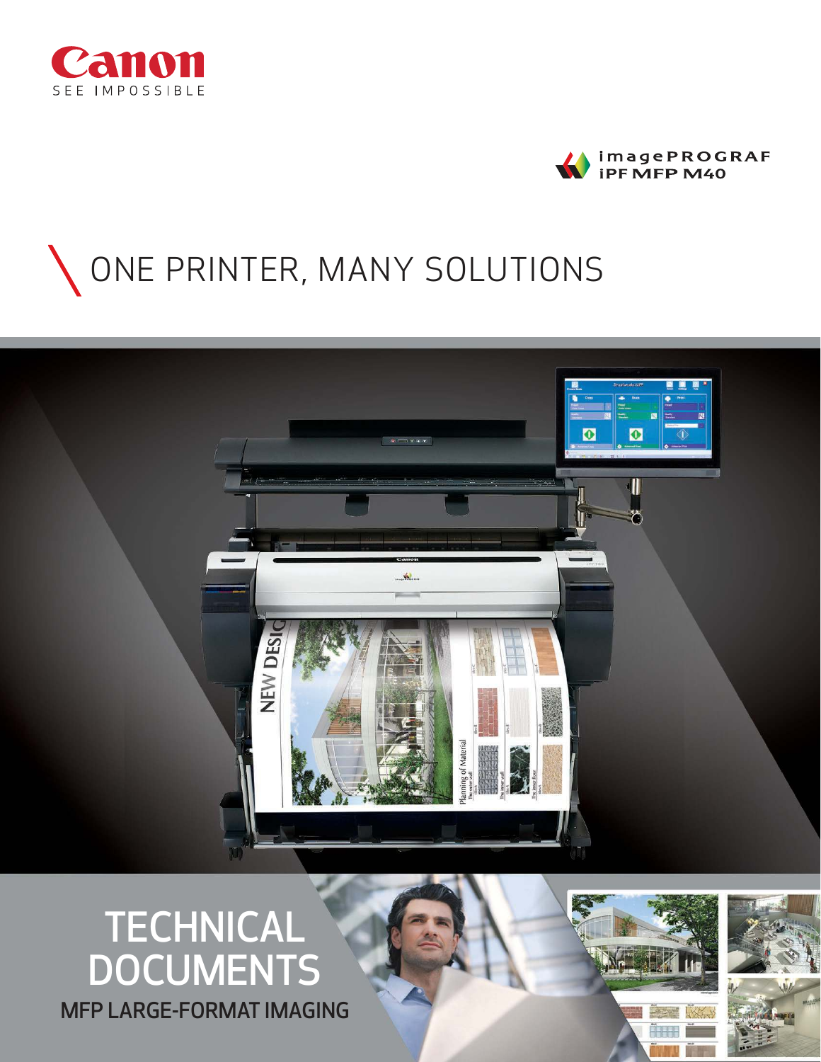Canon

SEE IMPOSSIBLE

imagePROGRAF
iPF MFP M40

# ONE PRINTER, MANY SOLUTIONS

## TECHNICAL DOCUMENTS

### MFP LARGE-FORMAT IMAGING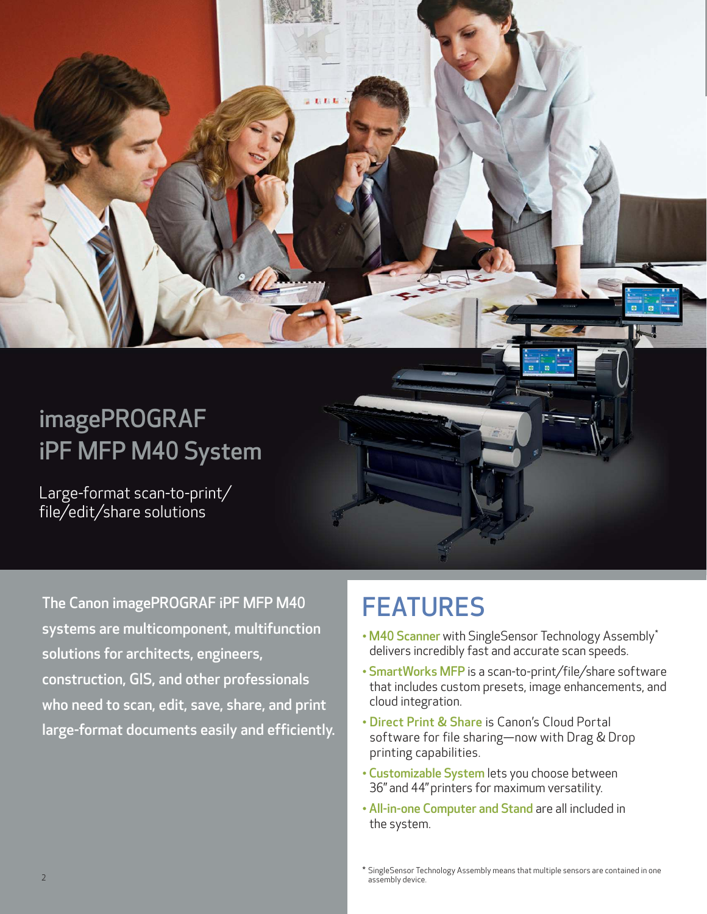# imagePROGRAF iPF MFP M40 System

Large-format scan-to-print/file/edit/share solutions

**The Canon imagePROGRAF iPF MFP M40 systems are multicomponent, multifunction solutions for architects, engineers, construction, GIS, and other professionals who need to scan, edit, save, share, and print large-format documents easily and efficiently.**

## FEATURES

- **M40 Scanner** with SingleSensor Technology Assembly* delivers incredibly fast and accurate scan speeds.
- **SmartWorks MFP** is a scan-to-print/file/share software that includes custom presets, image enhancements, and cloud integration.
- **Direct Print & Share** is Canon's Cloud Portal software for file sharing—now with Drag & Drop printing capabilities.
- **Customizable System** lets you choose between 36" and 44" printers for maximum versatility.
- **All-in-one Computer and Stand** are all included in the system.

\* SingleSensor Technology Assembly means that multiple sensors are contained in one assembly device.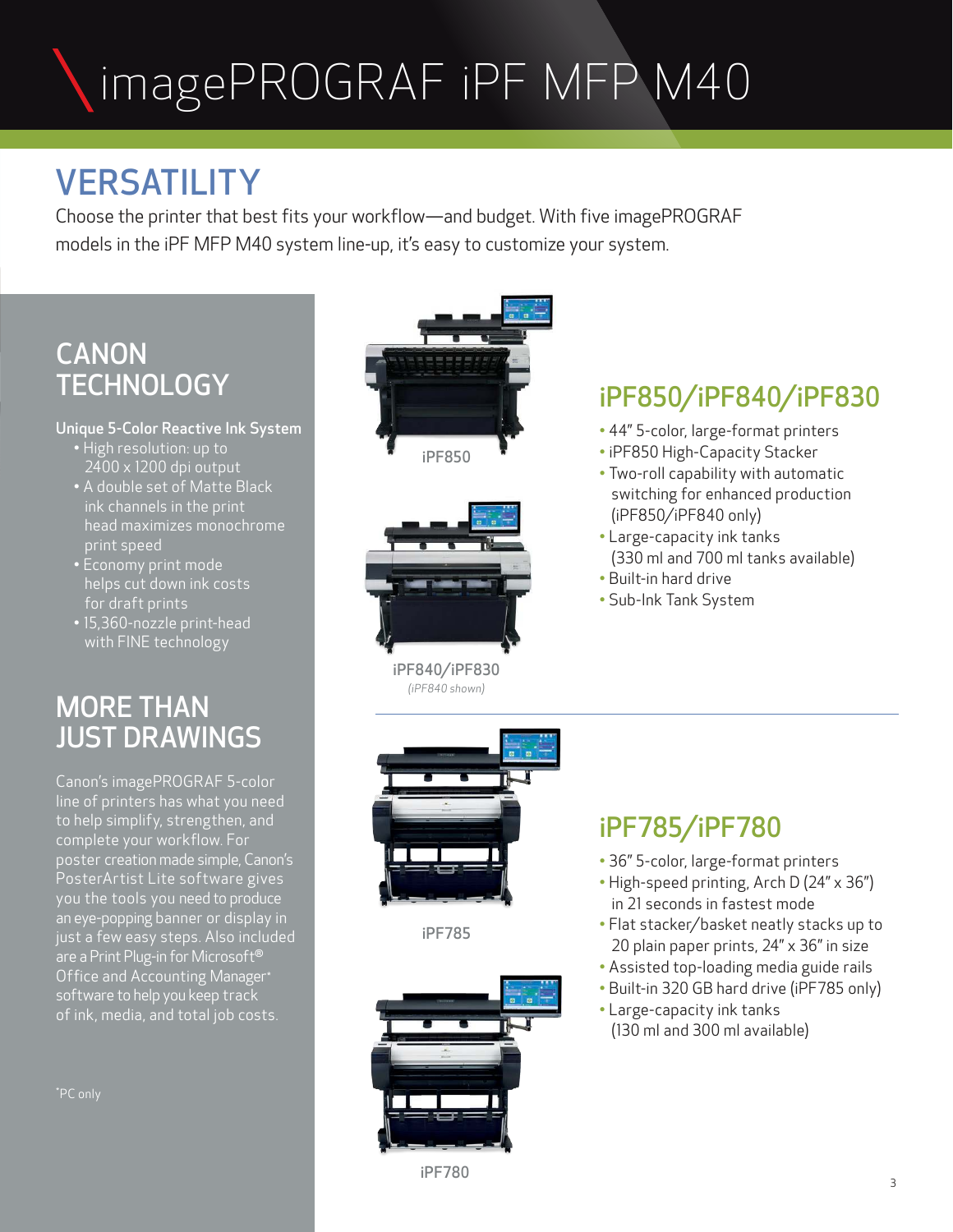# imagePROGRAF iPF MFP M40

## VERSATILITY

Choose the printer that best fits your workflow—and budget. With five imagePROGRAF models in the iPF MFP M40 system line-up, it's easy to customize your system.

## CANON TECHNOLOGY

**Unique 5-Color Reactive Ink System**

- High resolution: up to 2400 x 1200 dpi output
- A double set of Matte Black ink channels in the print head maximizes monochrome print speed
- Economy print mode helps cut down ink costs for draft prints
- 15,360-nozzle print-head with FINE technology

## MORE THAN JUST DRAWINGS

Canon's imagePROGRAF 5-color line of printers has what you need to help simplify, strengthen, and complete your workflow. For poster creation made simple, Canon's PosterArtist Lite software gives you the tools you need to produce an eye-popping banner or display in just a few easy steps. Also included are a Print Plug-in for Microsoft® Office and Accounting Manager* software to help you keep track of ink, media, and total job costs.

*PC only

iPF850

iPF840/iPF830

*(iPF840 shown)*

## iPF850/iPF840/iPF830

- 44" 5-color, large-format printers
- iPF850 High-Capacity Stacker
- Two-roll capability with automatic switching for enhanced production (iPF850/iPF840 only)
- Large-capacity ink tanks (330 ml and 700 ml tanks available)
- Built-in hard drive
- Sub-Ink Tank System

iPF785

iPF780

## iPF785/iPF780

- 36" 5-color, large-format printers
- High-speed printing, Arch D (24" x 36") in 21 seconds in fastest mode
- Flat stacker/basket neatly stacks up to 20 plain paper prints, 24" x 36" in size
- Assisted top-loading media guide rails
- Built-in 320 GB hard drive (iPF785 only)
- Large-capacity ink tanks (130 ml and 300 ml available)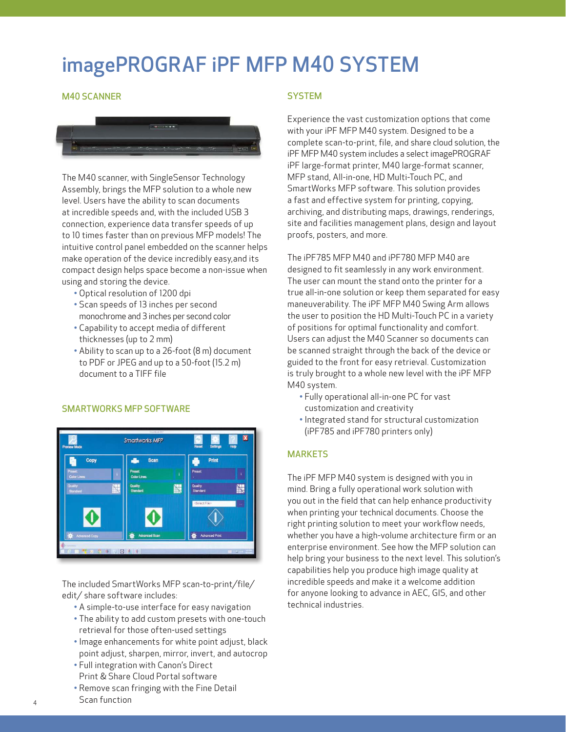# imagePROGRAF iPF MFP M40 SYSTEM

## M40 SCANNER

The M40 scanner, with SingleSensor Technology Assembly, brings the MFP solution to a whole new level. Users have the ability to scan documents at incredible speeds and, with the included USB 3 connection, experience data transfer speeds of up to 10 times faster than on previous MFP models! The intuitive control panel embedded on the scanner helps make operation of the device incredibly easy,and its compact design helps space become a non-issue when using and storing the device.

- Optical resolution of 1200 dpi
- Scan speeds of 13 inches per second monochrome and 3 inches per second color
- Capability to accept media of different thicknesses (up to 2 mm)
- Ability to scan up to a 26-foot (8 m) document to PDF or JPEG and up to a 50-foot (15.2 m) document to a TIFF file

## SMARTWORKS MFP SOFTWARE

The included SmartWorks MFP scan-to-print/file/edit/ share software includes:

- A simple-to-use interface for easy navigation
- The ability to add custom presets with one-touch retrieval for those often-used settings
- Image enhancements for white point adjust, black point adjust, sharpen, mirror, invert, and autocrop
- Full integration with Canon's Direct Print & Share Cloud Portal software
- Remove scan fringing with the Fine Detail Scan Function

## SYSTEM

Experience the vast customization options that come with your iPF MFP M40 system. Designed to be a complete scan-to-print, file, and share cloud solution, the iPF MFP M40 system includes a select imagePROGRAF iPF large-format printer, M40 large-format scanner, MFP stand, All-in-one, HD Multi-Touch PC, and SmartWorks MFP software. This solution provides a fast and effective system for printing, copying, archiving, and distributing maps, drawings, renderings, site and facilities management plans, design and layout proofs, posters, and more.

The iPF785 MFP M40 and iPF780 MFP M40 are designed to fit seamlessly in any work environment. The user can mount the stand onto the printer for a true all-in-one solution or keep them separated for easy maneuverability. The iPF MFP M40 Swing Arm allows the user to position the HD Multi-Touch PC in a variety of positions for optimal functionality and comfort. Users can adjust the M40 Scanner so documents can be scanned straight through the back of the device or guided to the front for easy retrieval. Customization is truly brought to a whole new level with the iPF MFP M40 system.

- Fully operational all-in-one PC for vast customization and creativity
- Integrated stand for structural customization (iPF785 and iPF780 printers only)

## MARKETS

The iPF MFP M40 system is designed with you in mind. Bring a fully operational work solution with you out in the field that can help enhance productivity when printing your technical documents. Choose the right printing solution to meet your workflow needs, whether you have a high-volume architecture firm or an enterprise environment. See how the MFP solution can help bring your business to the next level. This solution's capabilities help you produce high image quality at incredible speeds and make it a welcome addition for anyone looking to advance in AEC, GIS, and other technical industries.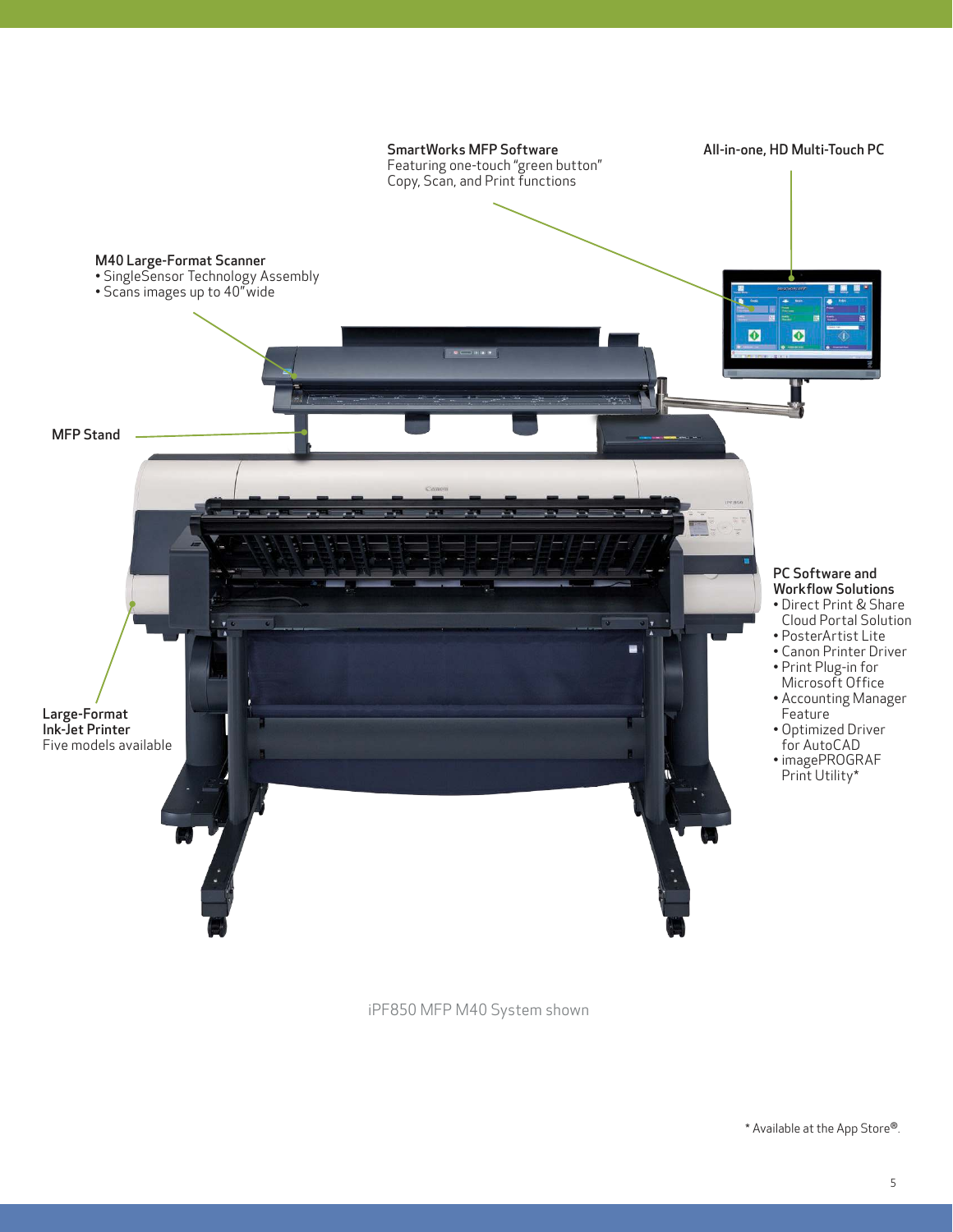**SmartWorks MFP Software**
Featuring one-touch "green button" Copy, Scan, and Print functions

**All-in-one, HD Multi-Touch PC**

**M40 Large-Format Scanner**
- SingleSensor Technology Assembly
- Scans images up to 40" wide

**MFP Stand**

**PC Software and Workflow Solutions**
- Direct Print & Share Cloud Portal Solution
- PosterArtist Lite
- Canon Printer Driver
- Print Plug-in for Microsoft Office
- Accounting Manager Feature
- Optimized Driver for AutoCAD
- imagePROGRAF Print Utility*

**Large-Format Ink-Jet Printer**
Five models available

iPF850 MFP M40 System shown

* Available at the App Store®.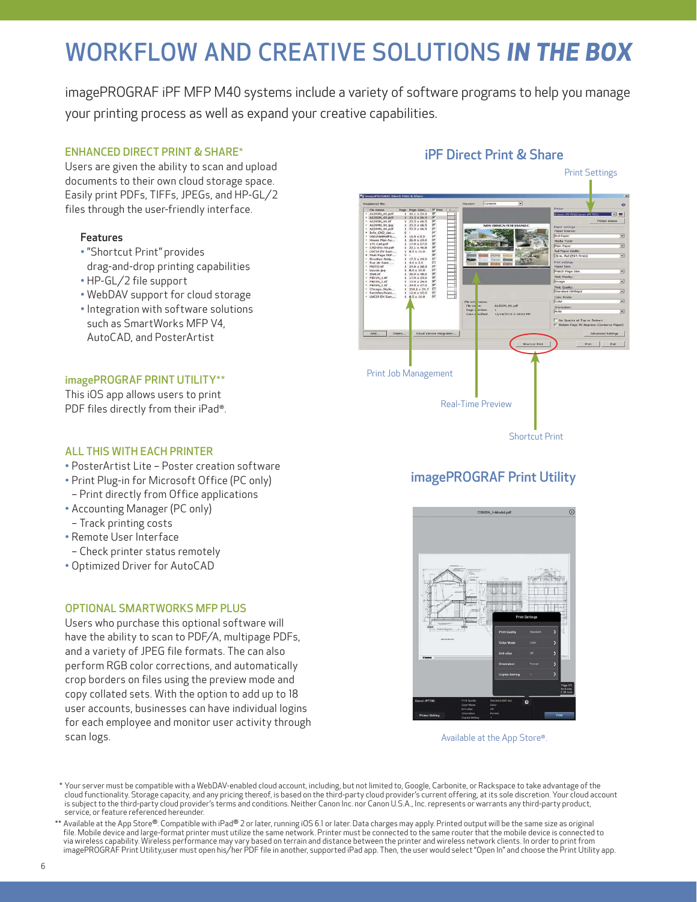# WORKFLOW AND CREATIVE SOLUTIONS *IN THE BOX*

imagePROGRAF iPF MFP M40 systems include a variety of software programs to help you manage your printing process as well as expand your creative capabilities.

## ENHANCED DIRECT PRINT & SHARE*

Users are given the ability to scan and upload documents to their own cloud storage space. Easily print PDFs, TIFFs, JPEGs, and HP-GL/2 files through the user-friendly interface.

### Features

- "Shortcut Print" provides drag-and-drop printing capabilities
- HP-GL/2 file support
- WebDAV support for cloud storage
- Integration with software solutions such as SmartWorks MFP V4, AutoCAD, and PosterArtist

## imagePROGRAF PRINT UTILITY**

This iOS app allows users to print PDF files directly from their iPad®.

## ALL THIS WITH EACH PRINTER

- PosterArtist Lite – Poster creation software
- Print Plug-in for Microsoft Office (PC only)
  - Print directly from Office applications
- Accounting Manager (PC only)
  - Track printing costs
- Remote User Interface
  - Check printer status remotely
- Optimized Driver for AutoCAD

## OPTIONAL SMARTWORKS MFP PLUS

Users who purchase this optional software will have the ability to scan to PDF/A, multipage PDFs, and a variety of JPEG file formats. The can also perform RGB color corrections, and automatically crop borders on files using the preview mode and copy collated sets. With the option to add up to 18 user accounts, businesses can have individual logins for each employee and monitor user activity through scan logs.

## iPF Direct Print & Share

Print Settings

Print Job Management

Real-Time Preview

Shortcut Print

## imagePROGRAF Print Utility

Available at the App Store®.

\* Your server must be compatible with a WebDAV-enabled cloud account, including, but not limited to, Google, Carbonite, or Rackspace to take advantage of the cloud functionality. Storage capacity, and any pricing thereof, is based on the third-party cloud provider's current offering, at its sole discretion. Your cloud account is subject to the third-party cloud provider's terms and conditions. Neither Canon Inc. nor Canon U.S.A., Inc. represents or warrants any third-party product, service, or feature referenced hereunder.

\*\* Available at the App Store®. Compatible with iPad® 2 or later, running iOS 6.1 or later. Data charges may apply. Printed output will be the same size as original file. Mobile device and large-format printer must utilize the same network. Printer must be connected to the same router that the mobile device is connected to via wireless capability. Wireless performance may vary based on terrain and distance between the printer and wireless network clients. In order to print from imagePROGRAF Print Utility,user must open his/her PDF file in another, supported iPad app. Then, the user would select "Open In" and choose the Print Utility app.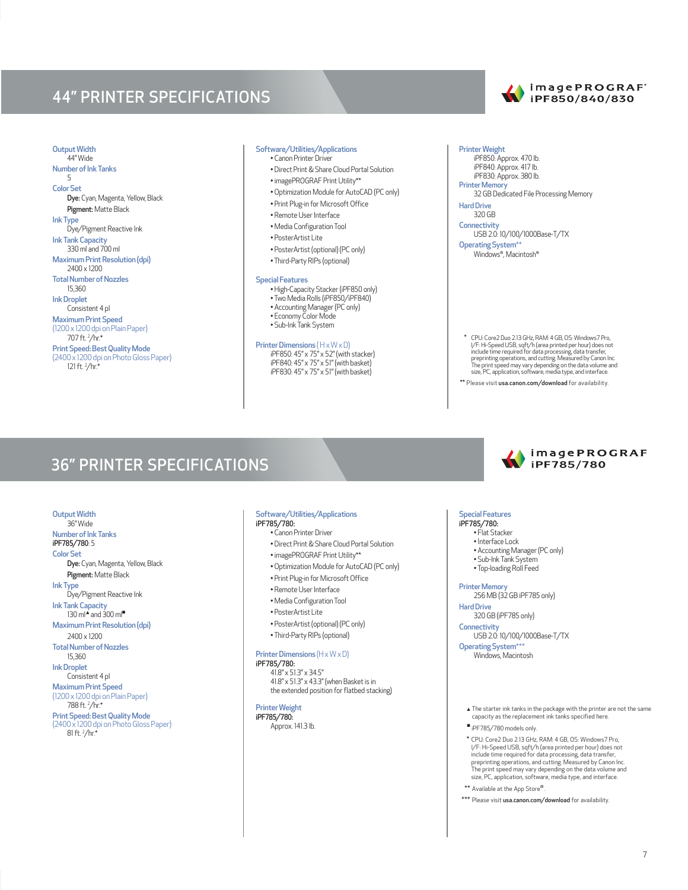# 44" PRINTER SPECIFICATIONS

imagePROGRAF® iPF850/840/830

**Output Width**
44" Wide

**Number of Ink Tanks**
5

**Color Set**
**Dye:** Cyan, Magenta, Yellow, Black
**Pigment:** Matte Black

**Ink Type**
Dye/Pigment Reactive Ink

**Ink Tank Capacity**
330 ml and 700 ml

**Maximum Print Resolution (dpi)**
2400 x 1200

**Total Number of Nozzles**
15,360

**Ink Droplet**
Consistent 4 pl

**Maximum Print Speed**
(1200 x 1200 dpi on Plain Paper)
707 ft. $^2$/hr.*

**Print Speed: Best Quality Mode**
(2400 x 1200 dpi on Photo Gloss Paper)
121 ft. $^2$/hr.*

**Software/Utilities/Applications**
- Canon Printer Driver
- Direct Print & Share Cloud Portal Solution
- imagePROGRAF Print Utility**
- Optimization Module for AutoCAD (PC only)
- Print Plug-in for Microsoft Office
- Remote User Interface
- Media Configuration Tool
- PosterArtist Lite
- PosterArtist (optional) (PC only)
- Third-Party RIPs (optional)

**Special Features**
- High-Capacity Stacker (iPF850 only)
- Two Media Rolls (iPF850/iPF840)
- Accounting Manager (PC only)
- Economy Color Mode
- Sub-Ink Tank System

**Printer Dimensions** (H x W x D)
iPF850: 45" x 75" x 52" (with stacker)
iPF840: 45" x 75" x 51" (with basket)
iPF830: 45" x 75" x 51" (with basket)

**Printer Weight**
iPF850: Approx. 470 lb.
iPF840: Approx. 417 lb.
iPF830: Approx. 380 lb.

**Printer Memory**
32 GB Dedicated File Processing Memory

**Hard Drive**
320 GB

**Connectivity**
USB 2.0: 10/100/1000Base-T/TX

**Operating System****
Windows®, Macintosh®

\* CPU: Core2 Duo 2.13 GHz, RAM: 4 GB, OS: Windows7 Pro, I/F: Hi-Speed USB, sqft/h (area printed per hour) does not include time required for data processing, data transfer, preprinting operations, and cutting. Measured by Canon Inc. The print speed may vary depending on the data volume and size, PC, application, software, media type, and interface.

\** Please visit usa.canon.com/download for availability.

# 36" PRINTER SPECIFICATIONS

imagePROGRAF iPF785/780

**Output Width**
36" Wide

**Number of Ink Tanks**
iPF785/780: 5

**Color Set**
**Dye:** Cyan, Magenta, Yellow, Black
**Pigment:** Matte Black

**Ink Type**
Dye/Pigment Reactive Ink

**Ink Tank Capacity**
130 ml▲ and 300 ml■

**Maximum Print Resolution (dpi)**
2400 x 1200

**Total Number of Nozzles**
15,360

**Ink Droplet**
Consistent 4 pl

**Maximum Print Speed**
(1200 x 1200 dpi on Plain Paper)
788 ft. $^2$/hr.*

**Print Speed: Best Quality Mode**
(2400 x 1200 dpi on Photo Gloss Paper)
81 ft. $^2$/hr.*

**Software/Utilities/Applications**
iPF785/780:
- Canon Printer Driver
- Direct Print & Share Cloud Portal Solution
- imagePROGRAF Print Utility**
- Optimization Module for AutoCAD (PC only)
- Print Plug-in for Microsoft Office
- Remote User Interface
- Media Configuration Tool
- PosterArtist Lite
- PosterArtist (optional) (PC only)
- Third-Party RIPs (optional)

**Printer Dimensions** (H x W x D)
iPF785/780:
41.8" x 51.3" x 34.5"
41.8" x 51.3" x 43.3" (when Basket is in the extended position for flatbed stacking)

**Printer Weight**
iPF785/780:
Approx. 141.3 lb.

**Special Features**
iPF785/780:
- Flat Stacker
- Interface Lock
- Accounting Manager (PC only)
- Sub-Ink Tank System
- Top-loading Roll Feed

**Printer Memory**
256 MB (32 GB iPF785 only)

**Hard Drive**
320 GB (iPF785 only)

**Connectivity**
USB 2.0: 10/100/1000Base-T/TX

**Operating System*****
Windows, Macintosh

▲ The starter ink tanks in the package with the printer are not the same capacity as the replacement ink tanks specified here.

■ iPF785/780 models only.

\* CPU: Core2 Duo 2.13 GHz, RAM: 4 GB, OS: Windows7 Pro, I/F: Hi-Speed USB, sqft/h (area printed per hour) does not include time required for data processing, data transfer, preprinting operations, and cutting. Measured by Canon Inc. The print speed may vary depending on the data volume and size, PC, application, software, media type, and interface.

\** Available at the App Store®.

\*** Please visit usa.canon.com/download for availability.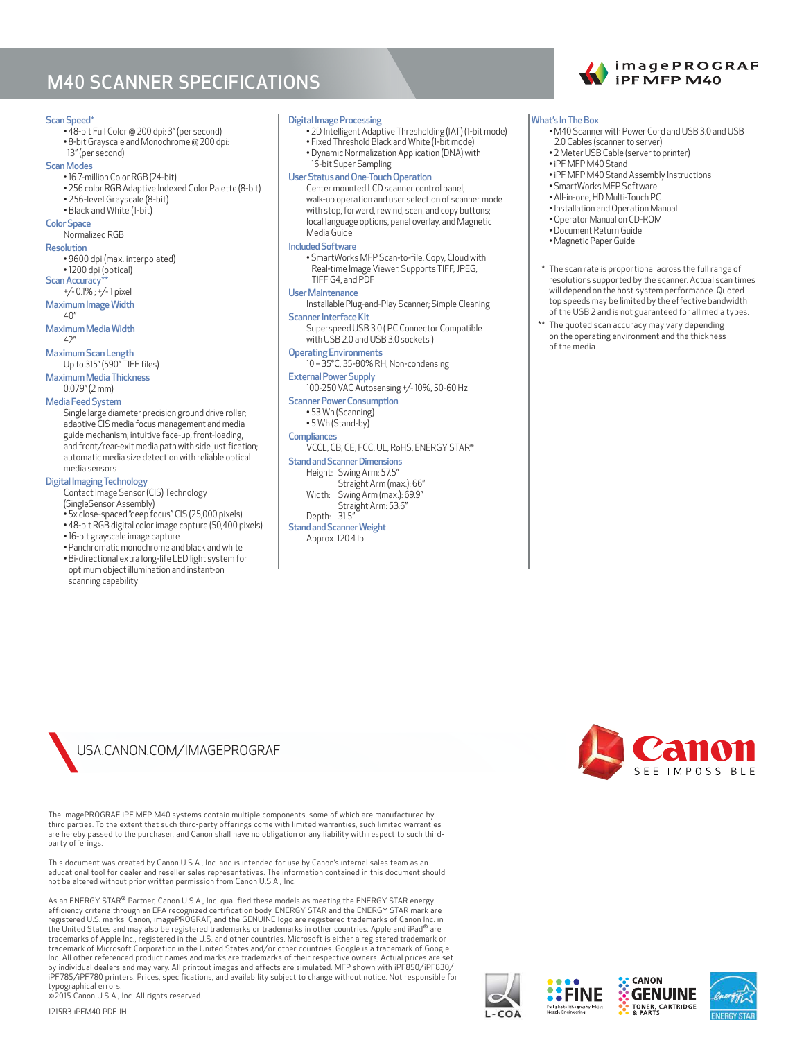# M40 SCANNER SPECIFICATIONS

imagePROGRAF iPF MFP M40

### Scan Speed*

- 48-bit Full Color @ 200 dpi: 3" (per second)
- 8-bit Grayscale and Monochrome @ 200 dpi: 13" (per second)

### Scan Modes

- 16.7-million Color RGB (24-bit)
- 256 color RGB Adaptive Indexed Color Palette (8-bit)
- 256-level Grayscale (8-bit)
- Black and White (1-bit)

### Color Space

Normalized RGB

### Resolution

- 9600 dpi (max. interpolated)
- 1200 dpi (optical)

### Scan Accuracy**

+/- 0.1% ; +/- 1 pixel

### Maximum Image Width

40"

### Maximum Media Width

42"

### Maximum Scan Length

Up to 315" (590" TIFF files)

### Maximum Media Thickness

0.079" (2 mm)

### Media Feed System

Single large diameter precision ground drive roller; adaptive CIS media focus management and media guide mechanism; intuitive face-up, front-loading, and front/rear-exit media path with side justification; automatic media size detection with reliable optical media sensors

### Digital Imaging Technology

Contact Image Sensor (CIS) Technology (SingleSensor Assembly)

- 5x close-spaced "deep focus" CIS (25,000 pixels)
- 48-bit RGB digital color image capture (50,400 pixels)
- 16-bit grayscale image capture
- Panchromatic monochrome and black and white
- Bi-directional extra long-life LED light system for optimum object illumination and instant-on scanning capability

### Digital Image Processing

- 2D Intelligent Adaptive Thresholding (IAT) (1-bit mode)
- Fixed Threshold Black and White (1-bit mode)
- Dynamic Normalization Application (DNA) with 16-bit Super Sampling

### User Status and One-Touch Operation

Center mounted LCD scanner control panel; walk-up operation and user selection of scanner mode with stop, forward, rewind, scan, and copy buttons; local language options, panel overlay, and Magnetic Media Guide

### Included Software

- SmartWorks MFP Scan-to-file, Copy, Cloud with Real-time Image Viewer. Supports TIFF, JPEG, TIFF G4, and PDF

### User Maintenance

Installable Plug-and-Play Scanner; Simple Cleaning

### Scanner Interface Kit

Superspeed USB 3.0 ( PC Connector Compatible with USB 2.0 and USB 3.0 sockets )

### Operating Environments

10 – 35°C, 35-80% RH, Non-condensing

### External Power Supply

100-250 VAC Autosensing +/- 10%, 50-60 Hz

### Scanner Power Consumption

- 53 Wh (Scanning)
- 5 Wh (Stand-by)

### Compliances

VCCL, CB, CE, FCC, UL, RoHS, ENERGY STAR®

### Stand and Scanner Dimensions

Height: Swing Arm: 57.5"
Straight Arm (max.): 66"
Width: Swing Arm (max.): 69.9"
Straight Arm: 53.6"
Depth: 31.5"

### Stand and Scanner Weight

Approx. 120.4 lb.

### What's In The Box

- M40 Scanner with Power Cord and USB 3.0 and USB 2.0 Cables (scanner to server)
- 2 Meter USB Cable (server to printer)
- iPF MFP M40 Stand
- iPF MFP M40 Stand Assembly Instructions
- SmartWorks MFP Software
- All-in-one, HD Multi-Touch PC
- Installation and Operation Manual
- Operator Manual on CD-ROM
- Document Return Guide
- Magnetic Paper Guide

\* The scan rate is proportional across the full range of resolutions supported by the scanner. Actual scan times will depend on the host system performance. Quoted top speeds may be limited by the effective bandwidth of the USB 2 and is not guaranteed for all media types.

** The quoted scan accuracy may vary depending on the operating environment and the thickness of the media.

USA.CANON.COM/IMAGEPROGRAF

Canon SEE IMPOSSIBLE

The imagePROGRAF iPF MFP M40 systems contain multiple components, some of which are manufactured by third parties. To the extent that such third-party offerings come with limited warranties, such limited warranties are hereby passed to the purchaser, and Canon shall have no obligation or any liability with respect to such third-party offerings.

This document was created by Canon U.S.A., Inc. and is intended for use by Canon's internal sales team as an educational tool for dealer and reseller sales representatives. The information contained in this document should not be altered without prior written permission from Canon U.S.A., Inc.

As an ENERGY STAR® Partner, Canon U.S.A., Inc. qualified these models as meeting the ENERGY STAR energy efficiency criteria through an EPA recognized certification body. ENERGY STAR and the ENERGY STAR mark are registered U.S. marks. Canon, imagePROGRAF, and the GENUINE logo are registered trademarks of Canon Inc. in the United States and may also be registered trademarks or trademarks in other countries. Apple and iPad® are trademarks of Apple Inc., registered in the U.S. and other countries. Microsoft is either a registered trademark or trademark of Microsoft Corporation in the United States and/or other countries. Google is a trademark of Google Inc. All other referenced product names and marks are trademarks of their respective owners. Actual prices are set by individual dealers and may vary. All printout images and effects are simulated. MFP shown with iPF850/iPF830/iPF785/iPF780 printers. Prices, specifications, and availability subject to change without notice. Not responsible for typographical errors.
©2015 Canon U.S.A., Inc. All rights reserved.

1215R3-iPFM40-PDF-IH

L-COA

FINE Full-photolithography Inkjet Nozzle Engineering

CANON GENUINE TONER, CARTRIDGE & PARTS

ENERGY STAR